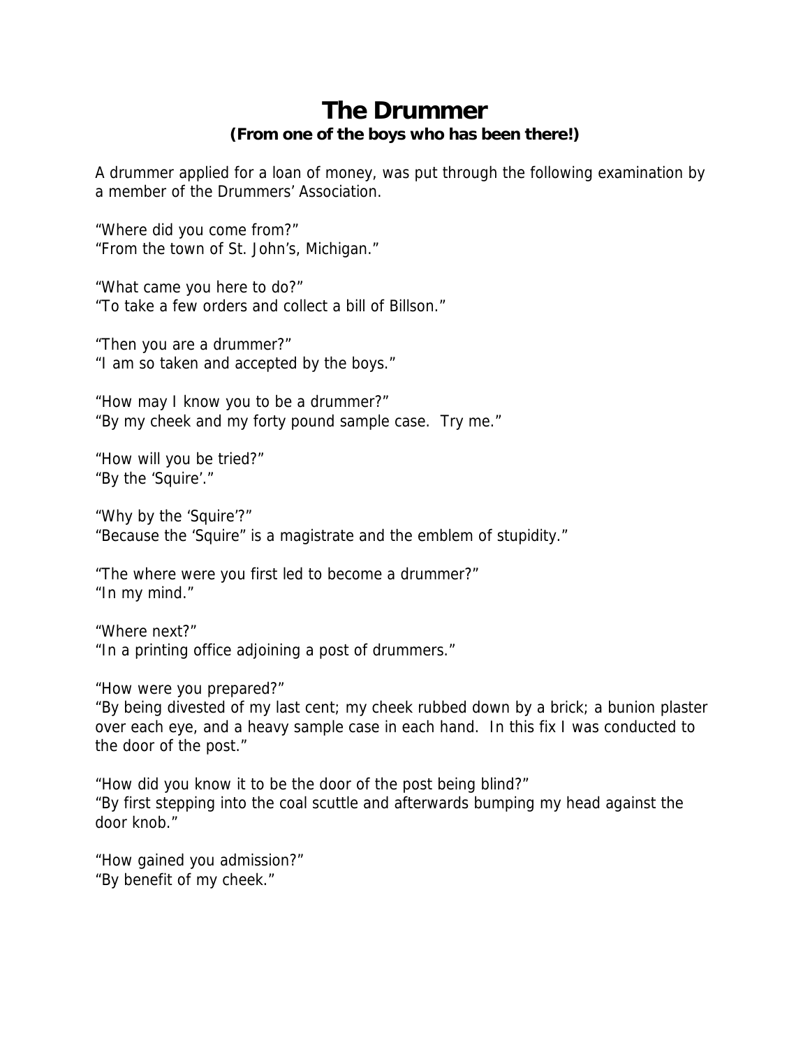# The Drummer

**(From one of the boys who has been there!)**

A drummer applied for a loan of money, was put through the following examination by a member of the Drummers' Association.

"Where did you come from?"
"From the town of St. John's, Michigan."

"What came you here to do?"
"To take a few orders and collect a bill of Billson."

"Then you are a drummer?"
"I am so taken and accepted by the boys."

"How may I know you to be a drummer?"
"By my cheek and my forty pound sample case. Try me."

"How will you be tried?"
"By the 'Squire'."

"Why by the 'Squire'?"
"Because the 'Squire" is a magistrate and the emblem of stupidity."

"The where were you first led to become a drummer?"
"In my mind."

"Where next?"
"In a printing office adjoining a post of drummers."

"How were you prepared?"
"By being divested of my last cent; my cheek rubbed down by a brick; a bunion plaster over each eye, and a heavy sample case in each hand. In this fix I was conducted to the door of the post."

"How did you know it to be the door of the post being blind?"
"By first stepping into the coal scuttle and afterwards bumping my head against the door knob."

"How gained you admission?"
"By benefit of my cheek."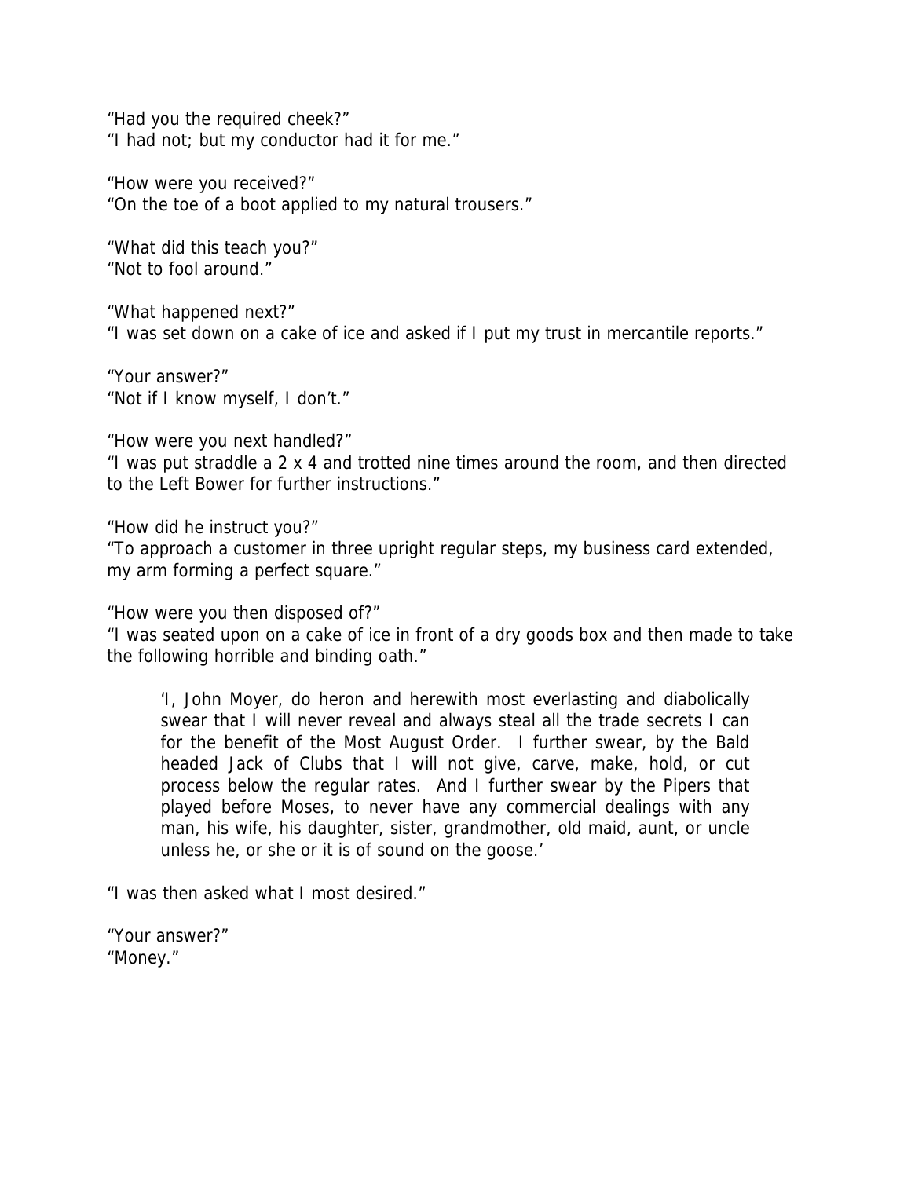"Had you the required cheek?"
"I had not; but my conductor had it for me."

"How were you received?"
"On the toe of a boot applied to my natural trousers."

"What did this teach you?"
"Not to fool around."

"What happened next?"
"I was set down on a cake of ice and asked if I put my trust in mercantile reports."

"Your answer?"
"Not if I know myself, I don't."

"How were you next handled?"
"I was put straddle a 2 x 4 and trotted nine times around the room, and then directed to the Left Bower for further instructions."

"How did he instruct you?"
"To approach a customer in three upright regular steps, my business card extended, my arm forming a perfect square."

"How were you then disposed of?"
"I was seated upon on a cake of ice in front of a dry goods box and then made to take the following horrible and binding oath."

> 'I, John Moyer, do heron and herewith most everlasting and diabolically swear that I will never reveal and always steal all the trade secrets I can for the benefit of the Most August Order. I further swear, by the Bald headed Jack of Clubs that I will not give, carve, make, hold, or cut process below the regular rates. And I further swear by the Pipers that played before Moses, to never have any commercial dealings with any man, his wife, his daughter, sister, grandmother, old maid, aunt, or uncle unless he, or she or it is of sound on the goose.'

"I was then asked what I most desired."

"Your answer?"
"Money."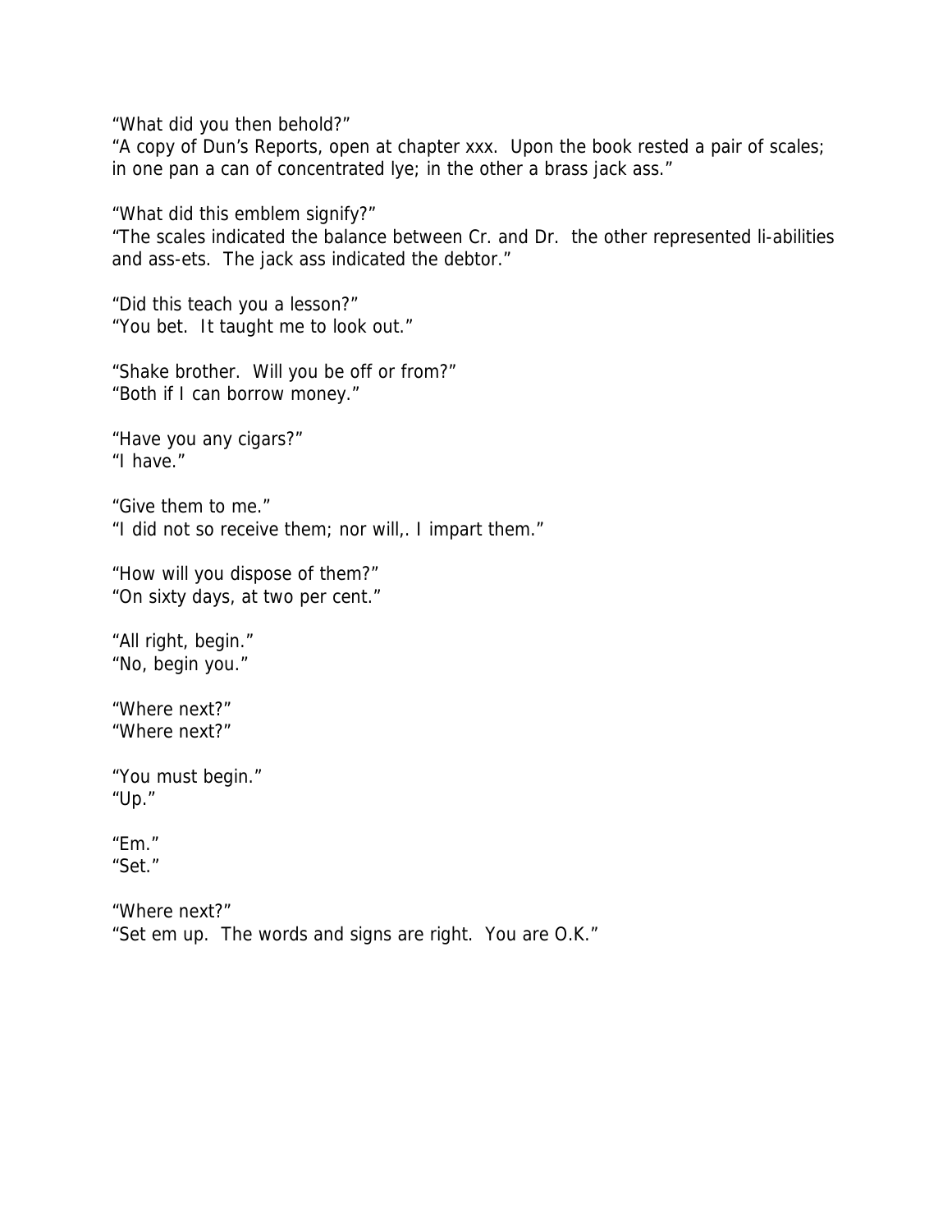"What did you then behold?"
"A copy of Dun's Reports, open at chapter xxx. Upon the book rested a pair of scales; in one pan a can of concentrated lye; in the other a brass jack ass."

"What did this emblem signify?"
"The scales indicated the balance between Cr. and Dr. the other represented li-abilities and ass-ets. The jack ass indicated the debtor."

"Did this teach you a lesson?"
"You bet. It taught me to look out."

"Shake brother. Will you be off or from?"
"Both if I can borrow money."

"Have you any cigars?"
"I have."

"Give them to me."
"I did not so receive them; nor will,. I impart them."

"How will you dispose of them?"
"On sixty days, at two per cent."

"All right, begin."
"No, begin you."

"Where next?"
"Where next?"

"You must begin."
"Up."

"Em."
"Set."

"Where next?"
"Set em up. The words and signs are right. You are O.K."